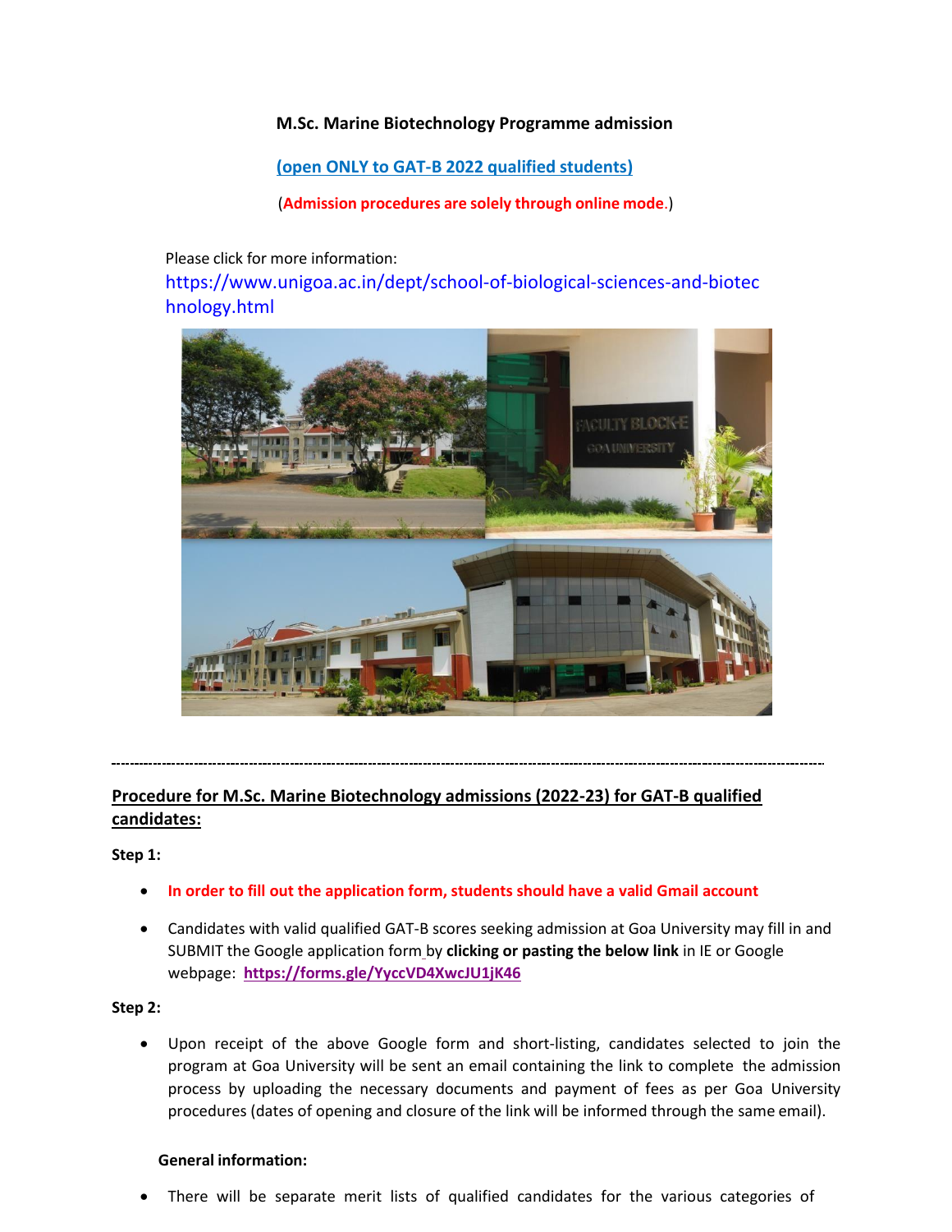**M.Sc. Marine Biotechnology Programme admission**

**(open ONLY to GAT-B 2022 qualified students)**

(**Admission procedures are solely through online mode**.)

Please click for more information:
https://www.unigoa.ac.in/dept/school-of-biological-sciences-and-biotechnology.html

---

## Procedure for M.Sc. Marine Biotechnology admissions (2022-23) for GAT-B qualified candidates:

**Step 1:**

- **In order to fill out the application form, students should have a valid Gmail account**
- Candidates with valid qualified GAT-B scores seeking admission at Goa University may fill in and SUBMIT the Google application form by **clicking or pasting the below link** in IE or Google webpage: **https://forms.gle/YyccVD4XwcJU1jK46**

**Step 2:**

- Upon receipt of the above Google form and short-listing, candidates selected to join the program at Goa University will be sent an email containing the link to complete the admission process by uploading the necessary documents and payment of fees as per Goa University procedures (dates of opening and closure of the link will be informed through the same email).

**General information:**

- There will be separate merit lists of qualified candidates for the various categories of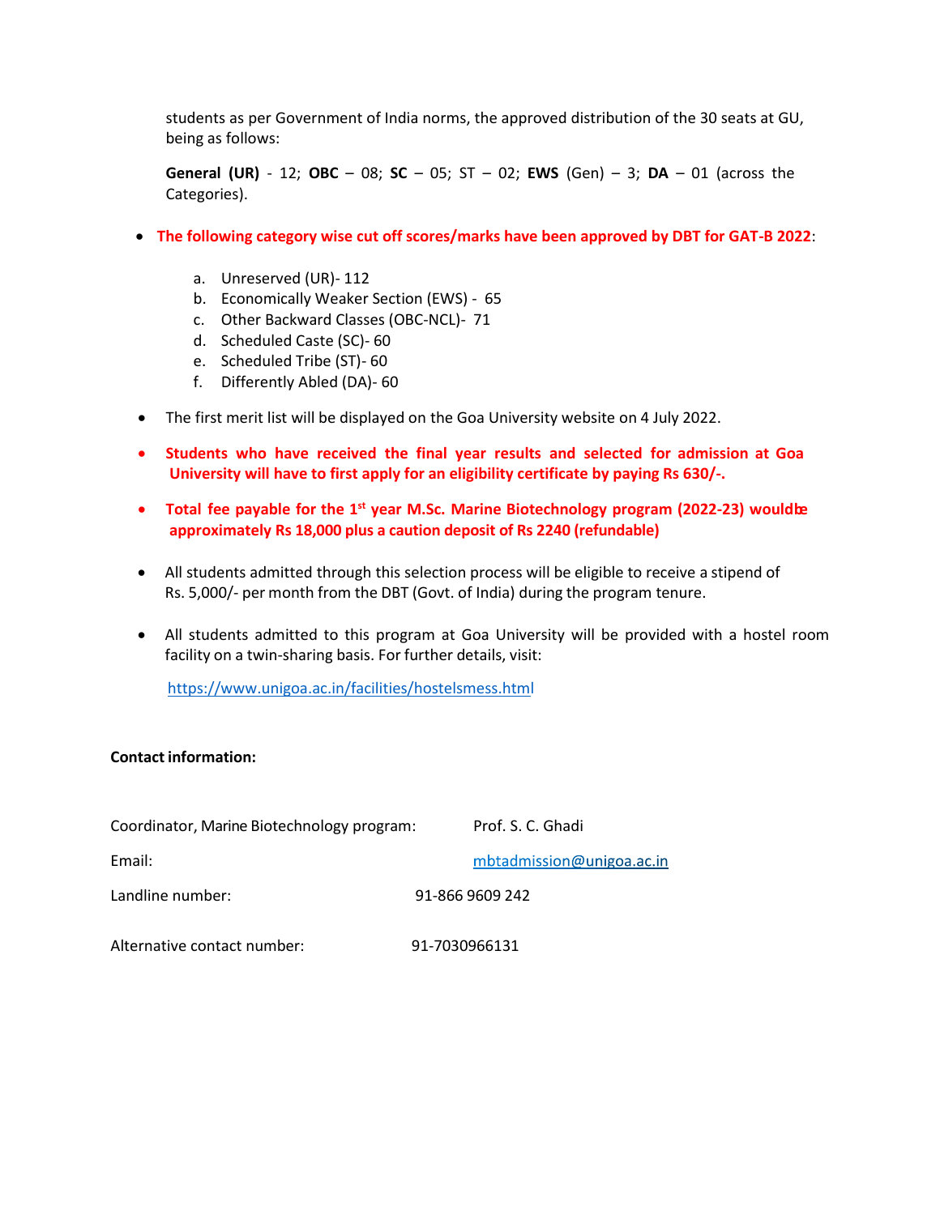students as per Government of India norms, the approved distribution of the 30 seats at GU, being as follows:

**General (UR)** - 12; **OBC** – 08; **SC** – 05; ST – 02; **EWS** (Gen) – 3; **DA** – 01 (across the Categories).

- **The following category wise cut off scores/marks have been approved by DBT for GAT-B 2022**:

    a. Unreserved (UR)- 112
    b. Economically Weaker Section (EWS) - 65
    c. Other Backward Classes (OBC-NCL)- 71
    d. Scheduled Caste (SC)- 60
    e. Scheduled Tribe (ST)- 60
    f. Differently Abled (DA)- 60

- The first merit list will be displayed on the Goa University website on 4 July 2022.

- **Students who have received the final year results and selected for admission at Goa University will have to first apply for an eligibility certificate by paying Rs 630/-.**

- **Total fee payable for the 1st year M.Sc. Marine Biotechnology program (2022-23) wouldbe approximately Rs 18,000 plus a caution deposit of Rs 2240 (refundable)**

- All students admitted through this selection process will be eligible to receive a stipend of Rs. 5,000/- per month from the DBT (Govt. of India) during the program tenure.

- All students admitted to this program at Goa University will be provided with a hostel room facility on a twin-sharing basis. For further details, visit:

  https://www.unigoa.ac.in/facilities/hostelsmess.html

**Contact information:**

Coordinator, Marine Biotechnology program: Prof. S. C. Ghadi

Email: mbtadmission@unigoa.ac.in

Landline number: 91-866 9609 242

Alternative contact number: 91-7030966131